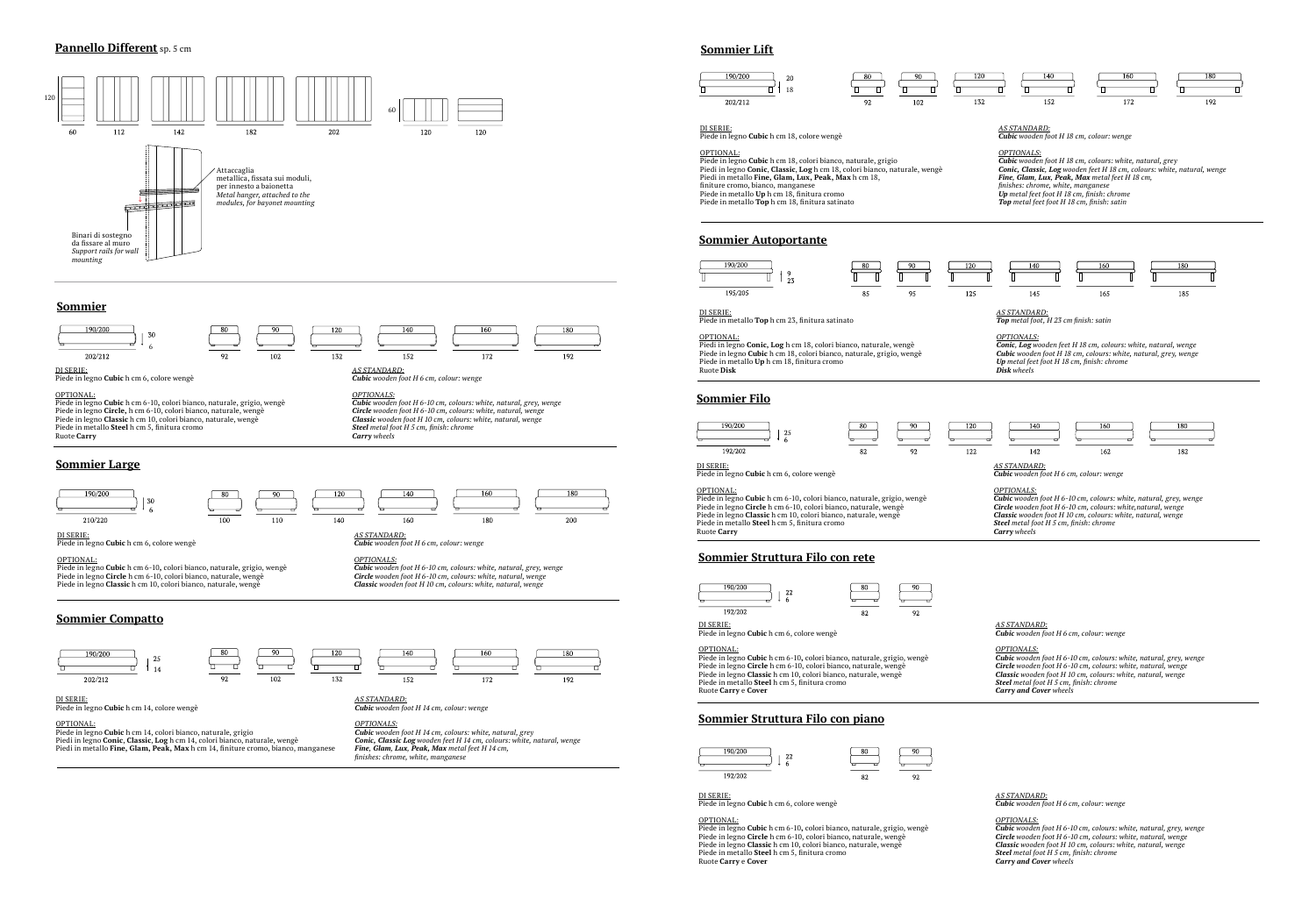## Pannello Different sp. 5 cm

120 | 60 | 112 | 142 | 182 | 202

60 | 120 | 120

Attaccaglia metallica, fissata sui moduli, per innesto a baionetta
*Metal hanger, attached to the modules, for bayonet mounting*

Binari di sostegno da fissare al muro
*Support rails for wall mounting*

## Sommier

190/200 — 30 / 6

202/212

| 80 | 90 | 120 | 140 | 160 | 180 |
|---|---|---|---|---|---|
| 92 | 102 | 132 | 152 | 172 | 192 |

DI SERIE:
Piede in legno **Cubic** h cm 6, colore wengè

*AS STANDARD:*
***Cubic** wooden foot H 6 cm, colour: wenge*

OPTIONAL:
Piede in legno **Cubic** h cm 6-10, colori bianco, naturale, grigio, wengè
Piede in legno **Circle**, h cm 6-10, colori bianco, naturale, wengè
Piede in legno **Classic** h cm 10, colori bianco, naturale, wengè
Piede in metallo **Steel** h cm 5, finitura cromo
Ruote **Carry**

*OPTIONALS:*
***Cubic** wooden foot H 6-10 cm, colours: white, natural, grey, wenge*
***Circle** wooden foot H 6-10 cm, colours: white, natural, wenge*
***Classic** wooden foot H 10 cm, colours: white, natural, wenge*
***Steel** metal foot H 5 cm, finish: chrome*
***Carry** wheels*

## Sommier Large

190/200 — 30 / 6

210/220

| 80 | 90 | 120 | 140 | 160 | 180 |
|---|---|---|---|---|---|
| 100 | 110 | 140 | 160 | 180 | 200 |

DI SERIE:
Piede in legno **Cubic** h cm 6, colore wengè

*AS STANDARD:*
***Cubic** wooden foot H 6 cm, colour: wenge*

OPTIONAL:
Piede in legno **Cubic** h cm 6-10, colori bianco, naturale, grigio, wengè
Piede in legno **Circle** h cm 6-10, colori bianco, naturale, wengè
Piede in legno **Classic** h cm 10, colori bianco, naturale, wengè

*OPTIONALS:*
***Cubic** wooden foot H 6-10 cm, colours: white, natural, grey, wenge*
***Circle** wooden foot H 6-10 cm, colours: white, natural, wenge*
***Classic** wooden foot H 10 cm, colours: white, natural, wenge*

## Sommier Compatto

190/200 — 25 / 14

202/212

| 80 | 90 | 120 | 140 | 160 | 180 |
|---|---|---|---|---|---|
| 92 | 102 | 132 | 152 | 172 | 192 |

DI SERIE:
Piede in legno **Cubic** h cm 14, colore wengè

*AS STANDARD:*
***Cubic** wooden foot H 14 cm, colour: wenge*

OPTIONAL:
Piede in legno **Cubic** h cm 14, colori bianco, naturale, grigio
Piedi in legno **Conic, Classic, Log** h cm 14, colori bianco, naturale, wengè
Piedi in metallo **Fine, Glam, Peak, Max** h cm 14, finiture cromo, bianco, manganese

*OPTIONALS:*
***Cubic** wooden foot H 14 cm, colours: white, natural, grey*
***Conic, Classic Log** wooden feet H 14 cm, colours: white, natural, wenge*
***Fine, Glam, Lux, Peak, Max** metal feet H 14 cm, finishes: chrome, white, manganese*

## Sommier Lift

190/200 — 20 / 18

202/212

| 80 | 90 | 120 | 140 | 160 | 180 |
|---|---|---|---|---|---|
| 92 | 102 | 132 | 152 | 172 | 192 |

DI SERIE:
Piede in legno **Cubic** h cm 18, colore wengè

*AS STANDARD:*
***Cubic** wooden foot H 18 cm, colour: wenge*

OPTIONAL:
Piede in legno **Cubic** h cm 18, colori bianco, naturale, grigio
Piedi in legno **Conic, Classic, Log** h cm 18, colori bianco, naturale, wengè
Piedi in metallo **Fine, Glam, Lux, Peak, Max** h cm 18, finiture cromo, bianco, manganese
Piede in metallo **Up** h cm 18, finitura cromo
Piede in metallo **Top** h cm 18, finitura satinato

*OPTIONALS:*
***Cubic** wooden foot H 18 cm, colours: white, natural, grey*
***Conic, Classic, Log** wooden feet H 18 cm, colours: white, natural, wenge*
***Fine, Glam, Lux, Peak, Max** metal feet H 18 cm, finishes: chrome, white, manganese*
***Up** metal feet foot H 18 cm, finish: chrome*
***Top** metal feet foot H 18 cm, finish: satin*

## Sommier Autoportante

190/200 — 9 / 23

195/205

| 80 | 90 | 120 | 140 | 160 | 180 |
|---|---|---|---|---|---|
| 85 | 95 | 125 | 145 | 165 | 185 |

DI SERIE:
Piede in metallo **Top** h cm 23, finitura satinato

*AS STANDARD:*
***Top** metal foot, H 23 cm finish: satin*

OPTIONAL:
Piedi in legno **Conic, Log** h cm 18, colori bianco, naturale, wengè
Piede in legno **Cubic** h cm 18, colori bianco, naturale, grigio, wengè
Piede in metallo **Up** h cm 18, finitura cromo
Ruote **Disk**

*OPTIONALS:*
***Conic, Log** wooden feet H 18 cm, colours: white, natural, wenge*
***Cubic** wooden foot H 18 cm, colours: white, natural, grey, wenge*
***Up** metal feet foot H 18 cm, finish: chrome*
***Disk** wheels*

## Sommier Filo

190/200 — 25 / 6

192/202

| 80 | 90 | 120 | 140 | 160 | 180 |
|---|---|---|---|---|---|
| 82 | 92 | 122 | 142 | 162 | 182 |

DI SERIE:
Piede in legno **Cubic** h cm 6, colore wengè

*AS STANDARD:*
***Cubic** wooden foot H 6 cm, colour: wenge*

OPTIONAL:
Piede in legno **Cubic** h cm 6-10, colori bianco, naturale, grigio, wengè
Piede in legno **Circle** h cm 6-10, colori bianco, naturale, wengè
Piede in legno **Classic** h cm 10, colori bianco, naturale, wengè
Piede in metallo **Steel** h cm 5, finitura cromo
Ruote **Carry**

*OPTIONALS:*
***Cubic** wooden foot H 6-10 cm, colours: white, natural, grey, wenge*
***Circle** wooden foot H 6-10 cm, colours: white,natural, wenge*
***Classic** wooden foot H 10 cm, colours: white, natural, wenge*
***Steel** metal foot H 5 cm, finish: chrome*
***Carry** wheels*

## Sommier Struttura Filo con rete

190/200 — 22 / 6

192/202

| 80 | 90 |
|---|---|
| 82 | 92 |

DI SERIE:
Piede in legno **Cubic** h cm 6, colore wengè

*AS STANDARD:*
***Cubic** wooden foot H 6 cm, colour: wenge*

OPTIONAL:
Piede in legno **Cubic** h cm 6-10, colori bianco, naturale, grigio, wengè
Piede in legno **Circle** h cm 6-10, colori bianco, naturale, wengè
Piede in legno **Classic** h cm 10, colori bianco, naturale, wengè
Piede in metallo **Steel** h cm 5, finitura cromo
Ruote **Carry** e **Cover**

*OPTIONALS:*
***Cubic** wooden foot H 6-10 cm, colours: white, natural, grey, wenge*
***Circle** wooden foot H 6-10 cm, colours: white, natural, wenge*
***Classic** wooden foot H 10 cm, colours: white, natural, wenge*
***Steel** metal foot H 5 cm, finish: chrome*
***Carry and Cover** wheels*

## Sommier Struttura Filo con piano

190/200 — 22 / 6

192/202

| 80 | 90 |
|---|---|
| 82 | 92 |

DI SERIE:
Piede in legno **Cubic** h cm 6, colore wengè

*AS STANDARD:*
***Cubic** wooden foot H 6 cm, colour: wenge*

OPTIONAL:
Piede in legno **Cubic** h cm 6-10, colori bianco, naturale, grigio, wengè
Piede in legno **Circle** h cm 6-10, colori bianco, naturale, wengè
Piede in legno **Classic** h cm 10, colori bianco, naturale, wengè
Piede in metallo **Steel** h cm 5, finitura cromo
Ruote **Carry** e **Cover**

*OPTIONALS:*
***Cubic** wooden foot H 6-10 cm, colours: white, natural, grey, wenge*
***Circle** wooden foot H 6-10 cm, colours: white, natural, wenge*
***Classic** wooden foot H 10 cm, colours: white, natural, wenge*
***Steel** metal foot H 5 cm, finish: chrome*
***Carry and Cover** wheels*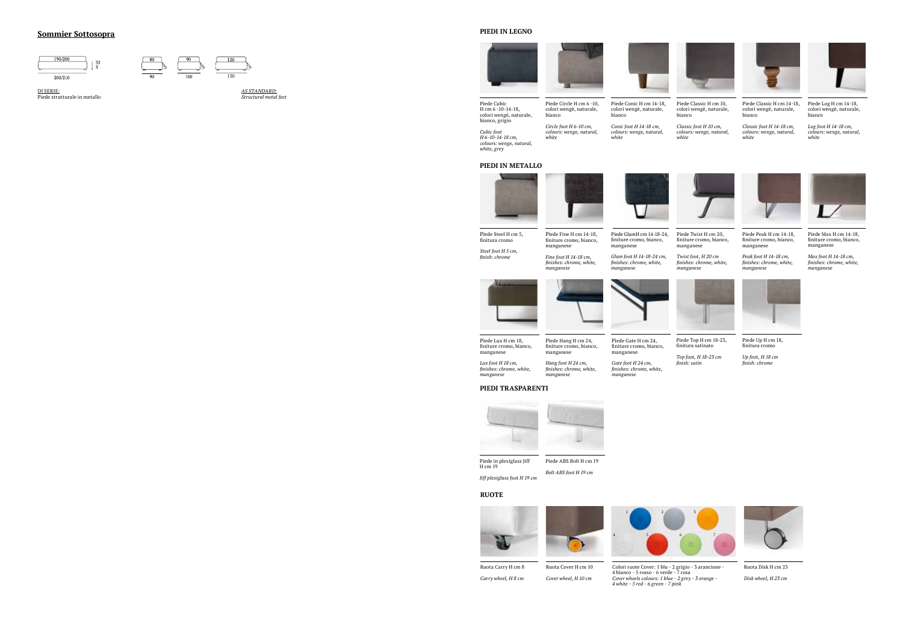## Sommier Sottosopra

190/200
200/210
32
3

80
90

90
100

120
130

DI SERIE:
Piede strutturale in metallo

*AS STANDARD:*
*Structural metal feet*

### PIEDI IN LEGNO

Piede Cubic
H cm 6 -10-14-18,
colori wengè, naturale, bianco, grigio

*Cubic foot*
*H 6-10-14-18 cm,*
*colours: wenge, natural, white, grey*

Piede Circle H cm 6 -10, colori wengè, naturale, bianco

*Circle foot H 6-10 cm, colours: wenge, natural, white*

Piede Conic H cm 14-18, colori wengè, naturale, bianco

*Conic foot H 14-18 cm, colours: wenge, natural, white*

Piede Classic H cm 10, colori wengè, naturale, bianco

*Classic foot H 10 cm, colours: wenge, natural, white*

Piede Classic H cm 14-18, colori wengè, naturale, bianco

*Classic foot H 14-18 cm, colours: wenge, natural, white*

Piede Log H cm 14-18, colori wengè, naturale, bianco

*Log foot H 14-18 cm, colours: wenge, natural, white*

### PIEDI IN METALLO

Piede Steel H cm 5, finitura cromo

*Steel foot H 5 cm, finish: chrome*

Piede Fine H cm 14-18, finiture cromo, bianco, manganese

*Fine foot H 14-18 cm, finishes: chrome, white, manganese*

Piede GlamH cm 14-18-24, finiture cromo, bianco, manganese

*Glam foot H 14-18-24 cm, finishes: chrome, white, manganese*

Piede Twist H cm 20, finiture cromo, bianco, manganese

*Twist foot, H 20 cm finishes: chrome, white, manganese*

Piede Peak H cm 14-18, finiture cromo, bianco, manganese

*Peak foot H 14-18 cm, finishes: chrome, white, manganese*

Piede Max H cm 14-18, finiture cromo, bianco, manganese

*Max foot H 14-18 cm, finishes: chrome, white, manganese*

Piede Lux H cm 18, finiture cromo, bianco, manganese

*Lux foot H 18 cm, finishes: chrome, white, manganese*

Piede Hang H cm 24, finiture cromo, bianco, manganese

*Hang foot H 24 cm, finishes: chrome, white, manganese*

Piede Gate H cm 24, finiture cromo, bianco, manganese

*Gate foot H 24 cm, finishes: chrome, white, manganese*

Piede Top H cm 18-23, finitura satinato

*Top foot, H 18-23 cm finish: satin*

Piede Up H cm 18, finitura cromo

*Up foot, H 18 cm finish: chrome*

### PIEDI TRASPARENTI

Piede in plexiglass Jiff H cm 19

*Jiff plexiglass foot H 19 cm*

Piede ABS Bolt H cm 19

*Bolt ABS foot H 19 cm*

### RUOTE

Ruota Carry H cm 8

*Carry wheel, H 8 cm*

Ruota Cover H cm 10

*Cover wheel, H 10 cm*

1 2 3 4 5 6 7

Colori ruote Cover: 1 blu - 2 grigio - 3 arancione - 4 bianco - 5 rosso - 6 verde - 7 rosa
*Cover wheels colours: 1 blue - 2 grey - 3 orange - 4 white - 5 red - 6 green - 7 pink*

Ruota Disk H cm 23

*Disk wheel, H 23 cm*